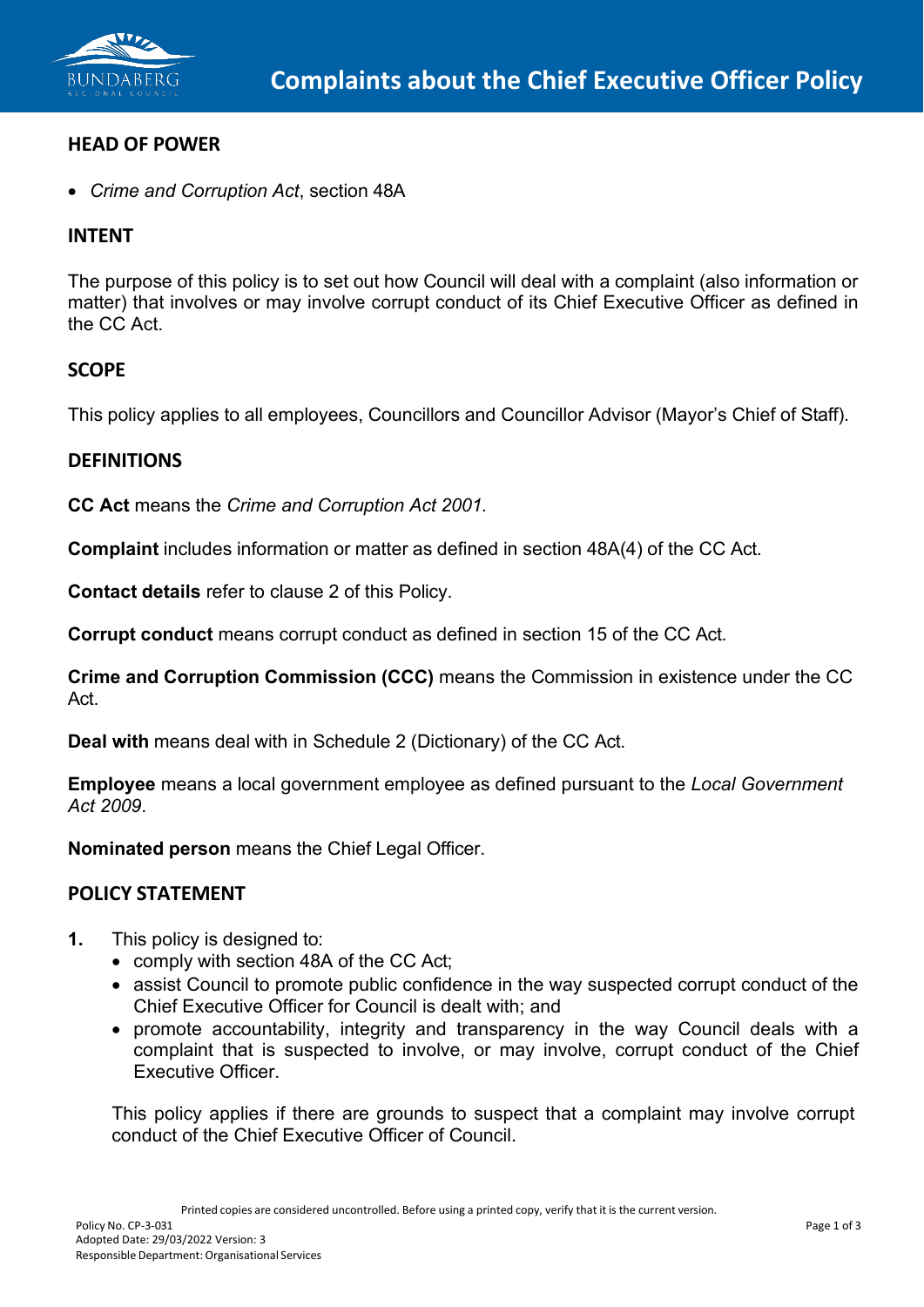# Complaints about the Chief Executive Officer Policy

## HEAD OF POWER

- *Crime and Corruption Act*, section 48A

## INTENT

The purpose of this policy is to set out how Council will deal with a complaint (also information or matter) that involves or may involve corrupt conduct of its Chief Executive Officer as defined in the CC Act.

## SCOPE

This policy applies to all employees, Councillors and Councillor Advisor (Mayor's Chief of Staff).

## DEFINITIONS

**CC Act** means the *Crime and Corruption Act 2001*.

**Complaint** includes information or matter as defined in section 48A(4) of the CC Act.

**Contact details** refer to clause 2 of this Policy.

**Corrupt conduct** means corrupt conduct as defined in section 15 of the CC Act.

**Crime and Corruption Commission (CCC)** means the Commission in existence under the CC Act.

**Deal with** means deal with in Schedule 2 (Dictionary) of the CC Act.

**Employee** means a local government employee as defined pursuant to the *Local Government Act 2009*.

**Nominated person** means the Chief Legal Officer.

## POLICY STATEMENT

**1.** This policy is designed to:
- comply with section 48A of the CC Act;
- assist Council to promote public confidence in the way suspected corrupt conduct of the Chief Executive Officer for Council is dealt with; and
- promote accountability, integrity and transparency in the way Council deals with a complaint that is suspected to involve, or may involve, corrupt conduct of the Chief Executive Officer.

This policy applies if there are grounds to suspect that a complaint may involve corrupt conduct of the Chief Executive Officer of Council.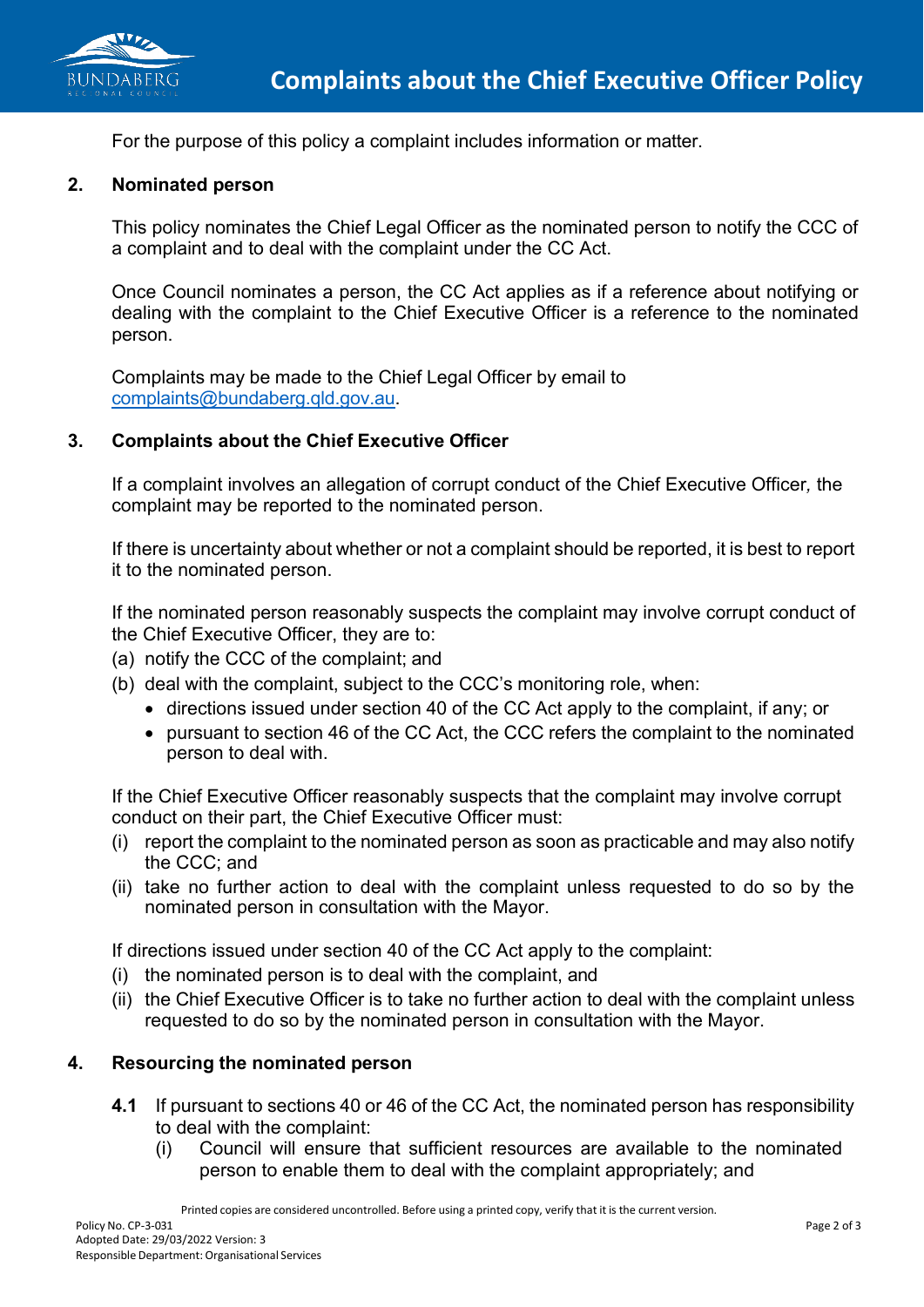For the purpose of this policy a complaint includes information or matter.

## 2. Nominated person

This policy nominates the Chief Legal Officer as the nominated person to notify the CCC of a complaint and to deal with the complaint under the CC Act.

Once Council nominates a person, the CC Act applies as if a reference about notifying or dealing with the complaint to the Chief Executive Officer is a reference to the nominated person.

Complaints may be made to the Chief Legal Officer by email to complaints@bundaberg.qld.gov.au.

## 3. Complaints about the Chief Executive Officer

If a complaint involves an allegation of corrupt conduct of the Chief Executive Officer, the complaint may be reported to the nominated person.

If there is uncertainty about whether or not a complaint should be reported, it is best to report it to the nominated person.

If the nominated person reasonably suspects the complaint may involve corrupt conduct of the Chief Executive Officer, they are to:

(a) notify the CCC of the complaint; and
(b) deal with the complaint, subject to the CCC's monitoring role, when:
  - directions issued under section 40 of the CC Act apply to the complaint, if any; or
  - pursuant to section 46 of the CC Act, the CCC refers the complaint to the nominated person to deal with.

If the Chief Executive Officer reasonably suspects that the complaint may involve corrupt conduct on their part, the Chief Executive Officer must:

(i) report the complaint to the nominated person as soon as practicable and may also notify the CCC; and
(ii) take no further action to deal with the complaint unless requested to do so by the nominated person in consultation with the Mayor.

If directions issued under section 40 of the CC Act apply to the complaint:

(i) the nominated person is to deal with the complaint, and
(ii) the Chief Executive Officer is to take no further action to deal with the complaint unless requested to do so by the nominated person in consultation with the Mayor.

## 4. Resourcing the nominated person

**4.1** If pursuant to sections 40 or 46 of the CC Act, the nominated person has responsibility to deal with the complaint:

(i) Council will ensure that sufficient resources are available to the nominated person to enable them to deal with the complaint appropriately; and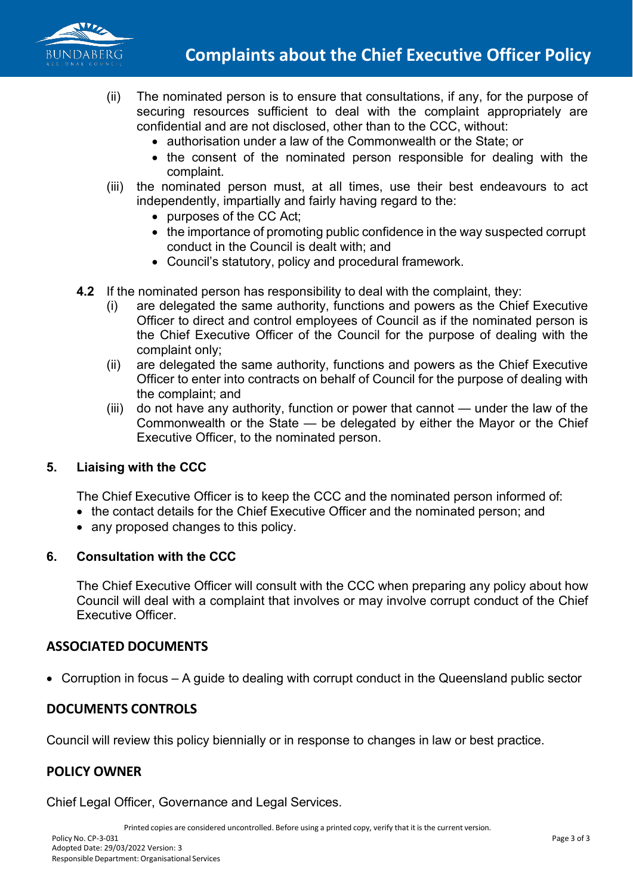(ii) The nominated person is to ensure that consultations, if any, for the purpose of securing resources sufficient to deal with the complaint appropriately are confidential and are not disclosed, other than to the CCC, without:
- authorisation under a law of the Commonwealth or the State; or
- the consent of the nominated person responsible for dealing with the complaint.

(iii) the nominated person must, at all times, use their best endeavours to act independently, impartially and fairly having regard to the:
- purposes of the CC Act;
- the importance of promoting public confidence in the way suspected corrupt conduct in the Council is dealt with; and
- Council's statutory, policy and procedural framework.

**4.2** If the nominated person has responsibility to deal with the complaint, they:

(i) are delegated the same authority, functions and powers as the Chief Executive Officer to direct and control employees of Council as if the nominated person is the Chief Executive Officer of the Council for the purpose of dealing with the complaint only;

(ii) are delegated the same authority, functions and powers as the Chief Executive Officer to enter into contracts on behalf of Council for the purpose of dealing with the complaint; and

(iii) do not have any authority, function or power that cannot — under the law of the Commonwealth or the State — be delegated by either the Mayor or the Chief Executive Officer, to the nominated person.

### 5. Liaising with the CCC

The Chief Executive Officer is to keep the CCC and the nominated person informed of:
- the contact details for the Chief Executive Officer and the nominated person; and
- any proposed changes to this policy.

### 6. Consultation with the CCC

The Chief Executive Officer will consult with the CCC when preparing any policy about how Council will deal with a complaint that involves or may involve corrupt conduct of the Chief Executive Officer.

## ASSOCIATED DOCUMENTS

- Corruption in focus – A guide to dealing with corrupt conduct in the Queensland public sector

## DOCUMENTS CONTROLS

Council will review this policy biennially or in response to changes in law or best practice.

## POLICY OWNER

Chief Legal Officer, Governance and Legal Services.